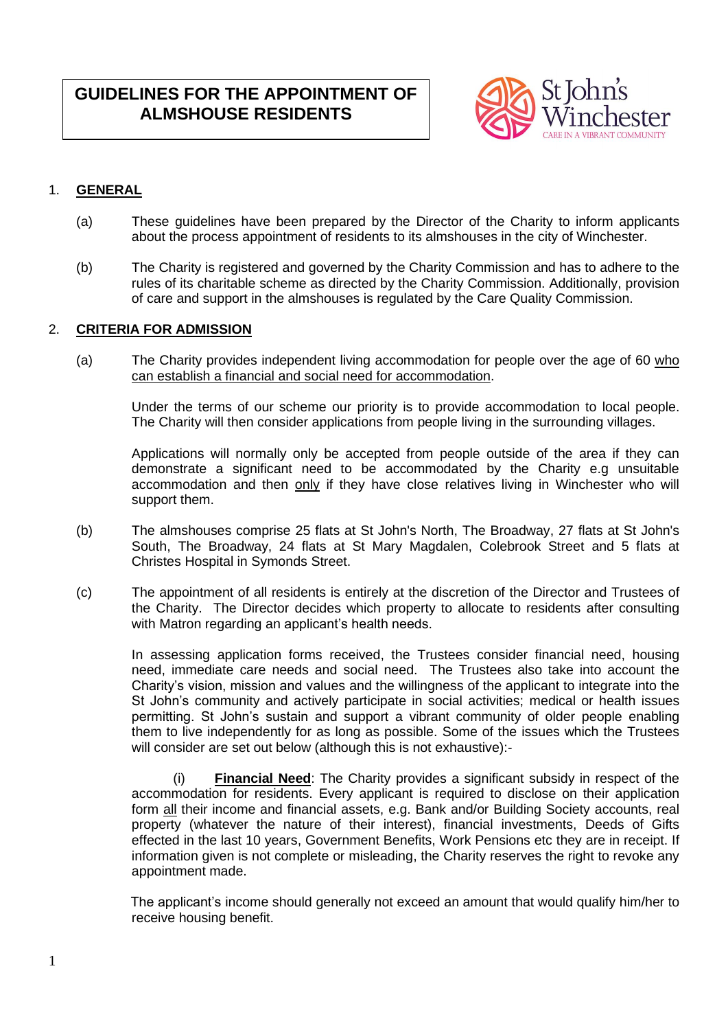# GUIDELINES FOR THE APPOINTMENT OF ALMSHOUSE RESIDENTS

St John's Winchester
CARE IN A VIBRANT COMMUNITY

## 1. GENERAL

(a) These guidelines have been prepared by the Director of the Charity to inform applicants about the process appointment of residents to its almshouses in the city of Winchester.

(b) The Charity is registered and governed by the Charity Commission and has to adhere to the rules of its charitable scheme as directed by the Charity Commission. Additionally, provision of care and support in the almshouses is regulated by the Care Quality Commission.

## 2. CRITERIA FOR ADMISSION

(a) The Charity provides independent living accommodation for people over the age of 60 <u>who can establish a financial and social need for accommodation</u>.

Under the terms of our scheme our priority is to provide accommodation to local people. The Charity will then consider applications from people living in the surrounding villages.

Applications will normally only be accepted from people outside of the area if they can demonstrate a significant need to be accommodated by the Charity e.g unsuitable accommodation and then <u>only</u> if they have close relatives living in Winchester who will support them.

(b) The almshouses comprise 25 flats at St John's North, The Broadway, 27 flats at St John's South, The Broadway, 24 flats at St Mary Magdalen, Colebrook Street and 5 flats at Christes Hospital in Symonds Street.

(c) The appointment of all residents is entirely at the discretion of the Director and Trustees of the Charity. The Director decides which property to allocate to residents after consulting with Matron regarding an applicant's health needs.

In assessing application forms received, the Trustees consider financial need, housing need, immediate care needs and social need. The Trustees also take into account the Charity's vision, mission and values and the willingness of the applicant to integrate into the St John's community and actively participate in social activities; medical or health issues permitting. St John's sustain and support a vibrant community of older people enabling them to live independently for as long as possible. Some of the issues which the Trustees will consider are set out below (although this is not exhaustive):-

(i) **<u>Financial Need</u>**: The Charity provides a significant subsidy in respect of the accommodation for residents. Every applicant is required to disclose on their application form <u>all</u> their income and financial assets, e.g. Bank and/or Building Society accounts, real property (whatever the nature of their interest), financial investments, Deeds of Gifts effected in the last 10 years, Government Benefits, Work Pensions etc they are in receipt. If information given is not complete or misleading, the Charity reserves the right to revoke any appointment made.

The applicant's income should generally not exceed an amount that would qualify him/her to receive housing benefit.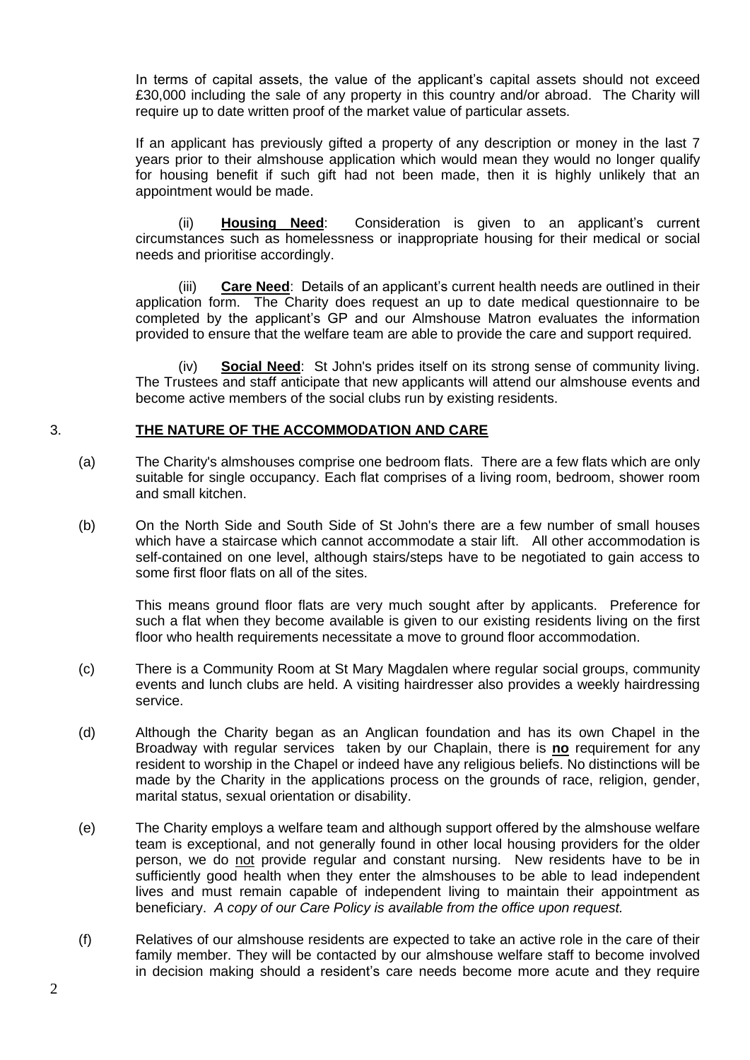In terms of capital assets, the value of the applicant's capital assets should not exceed £30,000 including the sale of any property in this country and/or abroad. The Charity will require up to date written proof of the market value of particular assets.

If an applicant has previously gifted a property of any description or money in the last 7 years prior to their almshouse application which would mean they would no longer qualify for housing benefit if such gift had not been made, then it is highly unlikely that an appointment would be made.

(ii) **Housing Need**: Consideration is given to an applicant's current circumstances such as homelessness or inappropriate housing for their medical or social needs and prioritise accordingly.

(iii) **Care Need**: Details of an applicant's current health needs are outlined in their application form. The Charity does request an up to date medical questionnaire to be completed by the applicant's GP and our Almshouse Matron evaluates the information provided to ensure that the welfare team are able to provide the care and support required.

(iv) **Social Need**: St John's prides itself on its strong sense of community living. The Trustees and staff anticipate that new applicants will attend our almshouse events and become active members of the social clubs run by existing residents.

## 3. THE NATURE OF THE ACCOMMODATION AND CARE

(a) The Charity's almshouses comprise one bedroom flats. There are a few flats which are only suitable for single occupancy. Each flat comprises of a living room, bedroom, shower room and small kitchen.

(b) On the North Side and South Side of St John's there are a few number of small houses which have a staircase which cannot accommodate a stair lift. All other accommodation is self-contained on one level, although stairs/steps have to be negotiated to gain access to some first floor flats on all of the sites.

This means ground floor flats are very much sought after by applicants. Preference for such a flat when they become available is given to our existing residents living on the first floor who health requirements necessitate a move to ground floor accommodation.

(c) There is a Community Room at St Mary Magdalen where regular social groups, community events and lunch clubs are held. A visiting hairdresser also provides a weekly hairdressing service.

(d) Although the Charity began as an Anglican foundation and has its own Chapel in the Broadway with regular services taken by our Chaplain, there is **no** requirement for any resident to worship in the Chapel or indeed have any religious beliefs. No distinctions will be made by the Charity in the applications process on the grounds of race, religion, gender, marital status, sexual orientation or disability.

(e) The Charity employs a welfare team and although support offered by the almshouse welfare team is exceptional, and not generally found in other local housing providers for the older person, we do not provide regular and constant nursing. New residents have to be in sufficiently good health when they enter the almshouses to be able to lead independent lives and must remain capable of independent living to maintain their appointment as beneficiary. *A copy of our Care Policy is available from the office upon request.*

(f) Relatives of our almshouse residents are expected to take an active role in the care of their family member. They will be contacted by our almshouse welfare staff to become involved in decision making should a resident's care needs become more acute and they require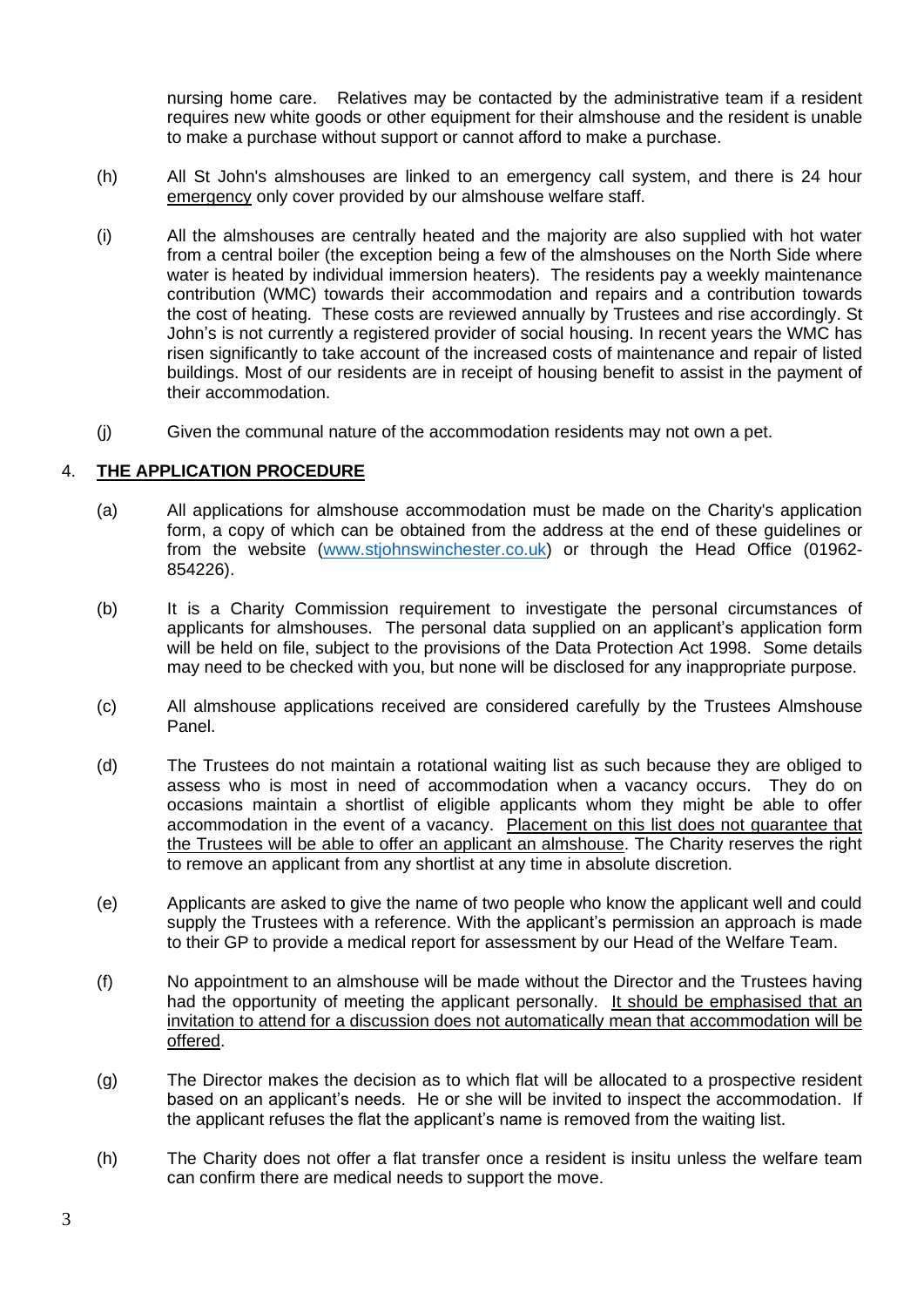nursing home care. Relatives may be contacted by the administrative team if a resident requires new white goods or other equipment for their almshouse and the resident is unable to make a purchase without support or cannot afford to make a purchase.

(h) All St John's almshouses are linked to an emergency call system, and there is 24 hour emergency only cover provided by our almshouse welfare staff.

(i) All the almshouses are centrally heated and the majority are also supplied with hot water from a central boiler (the exception being a few of the almshouses on the North Side where water is heated by individual immersion heaters). The residents pay a weekly maintenance contribution (WMC) towards their accommodation and repairs and a contribution towards the cost of heating. These costs are reviewed annually by Trustees and rise accordingly. St John's is not currently a registered provider of social housing. In recent years the WMC has risen significantly to take account of the increased costs of maintenance and repair of listed buildings. Most of our residents are in receipt of housing benefit to assist in the payment of their accommodation.

(j) Given the communal nature of the accommodation residents may not own a pet.

## 4. THE APPLICATION PROCEDURE

(a) All applications for almshouse accommodation must be made on the Charity's application form, a copy of which can be obtained from the address at the end of these guidelines or from the website (www.stjohnswinchester.co.uk) or through the Head Office (01962-854226).

(b) It is a Charity Commission requirement to investigate the personal circumstances of applicants for almshouses. The personal data supplied on an applicant's application form will be held on file, subject to the provisions of the Data Protection Act 1998. Some details may need to be checked with you, but none will be disclosed for any inappropriate purpose.

(c) All almshouse applications received are considered carefully by the Trustees Almshouse Panel.

(d) The Trustees do not maintain a rotational waiting list as such because they are obliged to assess who is most in need of accommodation when a vacancy occurs. They do on occasions maintain a shortlist of eligible applicants whom they might be able to offer accommodation in the event of a vacancy. Placement on this list does not guarantee that the Trustees will be able to offer an applicant an almshouse. The Charity reserves the right to remove an applicant from any shortlist at any time in absolute discretion.

(e) Applicants are asked to give the name of two people who know the applicant well and could supply the Trustees with a reference. With the applicant's permission an approach is made to their GP to provide a medical report for assessment by our Head of the Welfare Team.

(f) No appointment to an almshouse will be made without the Director and the Trustees having had the opportunity of meeting the applicant personally. It should be emphasised that an invitation to attend for a discussion does not automatically mean that accommodation will be offered.

(g) The Director makes the decision as to which flat will be allocated to a prospective resident based on an applicant's needs. He or she will be invited to inspect the accommodation. If the applicant refuses the flat the applicant's name is removed from the waiting list.

(h) The Charity does not offer a flat transfer once a resident is insitu unless the welfare team can confirm there are medical needs to support the move.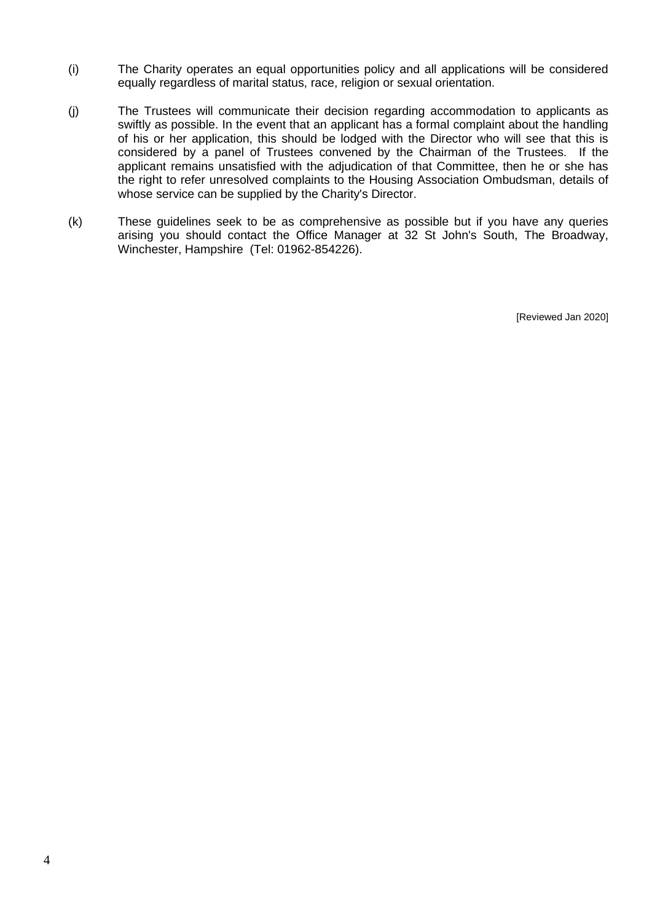(i) The Charity operates an equal opportunities policy and all applications will be considered equally regardless of marital status, race, religion or sexual orientation.

(j) The Trustees will communicate their decision regarding accommodation to applicants as swiftly as possible. In the event that an applicant has a formal complaint about the handling of his or her application, this should be lodged with the Director who will see that this is considered by a panel of Trustees convened by the Chairman of the Trustees. If the applicant remains unsatisfied with the adjudication of that Committee, then he or she has the right to refer unresolved complaints to the Housing Association Ombudsman, details of whose service can be supplied by the Charity's Director.

(k) These guidelines seek to be as comprehensive as possible but if you have any queries arising you should contact the Office Manager at 32 St John's South, The Broadway, Winchester, Hampshire (Tel: 01962-854226).

[Reviewed Jan 2020]